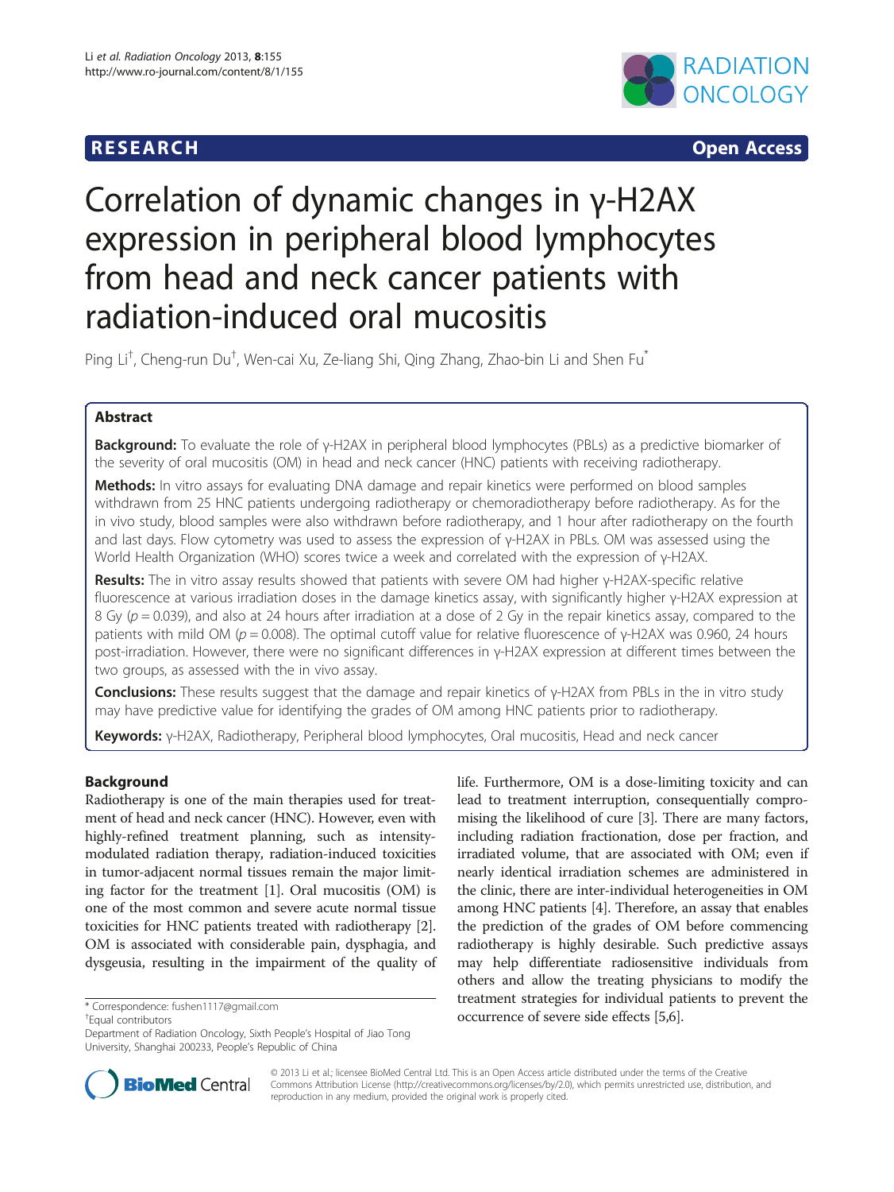**RESEARCH** **Open Access**

# Correlation of dynamic changes in γ-H2AX expression in peripheral blood lymphocytes from head and neck cancer patients with radiation-induced oral mucositis

Ping Li[†], Cheng-run Du[†], Wen-cai Xu, Ze-liang Shi, Qing Zhang, Zhao-bin Li and Shen Fu[*]

## Abstract

**Background:** To evaluate the role of γ-H2AX in peripheral blood lymphocytes (PBLs) as a predictive biomarker of the severity of oral mucositis (OM) in head and neck cancer (HNC) patients with receiving radiotherapy.

**Methods:** In vitro assays for evaluating DNA damage and repair kinetics were performed on blood samples withdrawn from 25 HNC patients undergoing radiotherapy or chemoradiotherapy before radiotherapy. As for the in vivo study, blood samples were also withdrawn before radiotherapy, and 1 hour after radiotherapy on the fourth and last days. Flow cytometry was used to assess the expression of γ-H2AX in PBLs. OM was assessed using the World Health Organization (WHO) scores twice a week and correlated with the expression of γ-H2AX.

**Results:** The in vitro assay results showed that patients with severe OM had higher γ-H2AX-specific relative fluorescence at various irradiation doses in the damage kinetics assay, with significantly higher γ-H2AX expression at 8 Gy ($p = 0.039$), and also at 24 hours after irradiation at a dose of 2 Gy in the repair kinetics assay, compared to the patients with mild OM ($p = 0.008$). The optimal cutoff value for relative fluorescence of γ-H2AX was 0.960, 24 hours post-irradiation. However, there were no significant differences in γ-H2AX expression at different times between the two groups, as assessed with the in vivo assay.

**Conclusions:** These results suggest that the damage and repair kinetics of γ-H2AX from PBLs in the in vitro study may have predictive value for identifying the grades of OM among HNC patients prior to radiotherapy.

**Keywords:** γ-H2AX, Radiotherapy, Peripheral blood lymphocytes, Oral mucositis, Head and neck cancer

## Background

Radiotherapy is one of the main therapies used for treatment of head and neck cancer (HNC). However, even with highly-refined treatment planning, such as intensity-modulated radiation therapy, radiation-induced toxicities in tumor-adjacent normal tissues remain the major limiting factor for the treatment [1]. Oral mucositis (OM) is one of the most common and severe acute normal tissue toxicities for HNC patients treated with radiotherapy [2]. OM is associated with considerable pain, dysphagia, and dysgeusia, resulting in the impairment of the quality of life. Furthermore, OM is a dose-limiting toxicity and can lead to treatment interruption, consequentially compromising the likelihood of cure [3]. There are many factors, including radiation fractionation, dose per fraction, and irradiated volume, that are associated with OM; even if nearly identical irradiation schemes are administered in the clinic, there are inter-individual heterogeneities in OM among HNC patients [4]. Therefore, an assay that enables the prediction of the grades of OM before commencing radiotherapy is highly desirable. Such predictive assays may help differentiate radiosensitive individuals from others and allow the treating physicians to modify the treatment strategies for individual patients to prevent the occurrence of severe side effects [5,6].

\* Correspondence: fushen1117@gmail.com
[†]Equal contributors
Department of Radiation Oncology, Sixth People's Hospital of Jiao Tong University, Shanghai 200233, People's Republic of China

© 2013 Li et al.; licensee BioMed Central Ltd. This is an Open Access article distributed under the terms of the Creative Commons Attribution License (http://creativecommons.org/licenses/by/2.0), which permits unrestricted use, distribution, and reproduction in any medium, provided the original work is properly cited.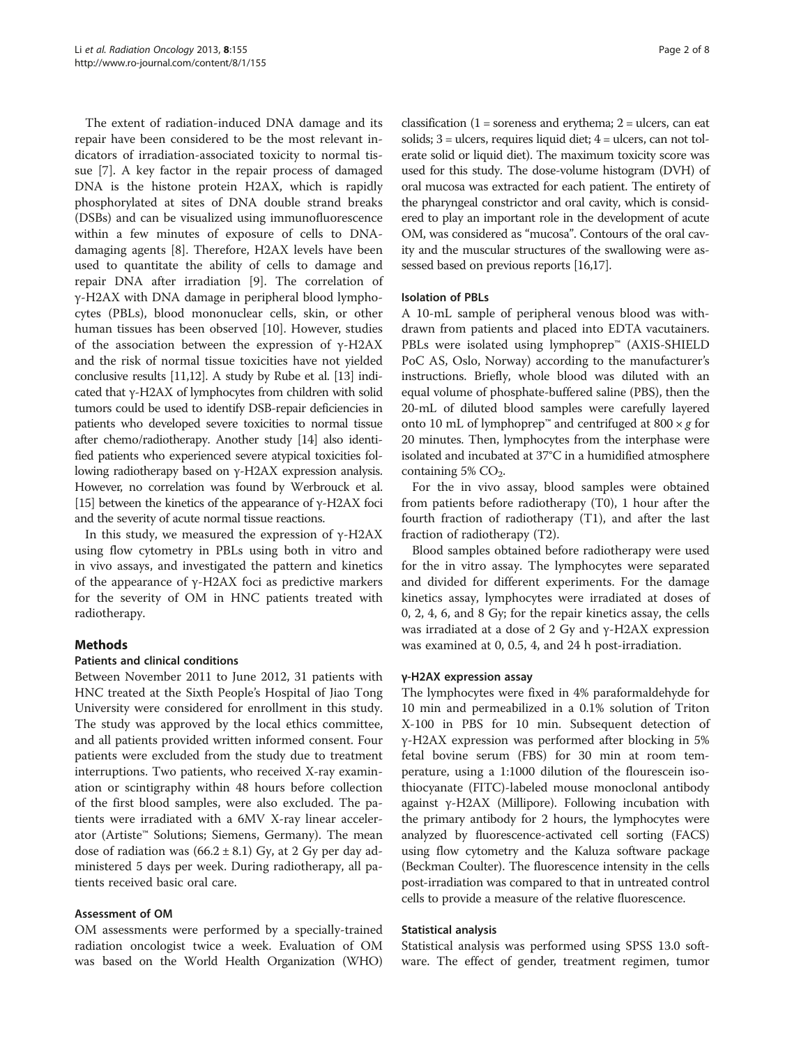The extent of radiation-induced DNA damage and its repair have been considered to be the most relevant indicators of irradiation-associated toxicity to normal tissue [7]. A key factor in the repair process of damaged DNA is the histone protein H2AX, which is rapidly phosphorylated at sites of DNA double strand breaks (DSBs) and can be visualized using immunofluorescence within a few minutes of exposure of cells to DNA-damaging agents [8]. Therefore, H2AX levels have been used to quantitate the ability of cells to damage and repair DNA after irradiation [9]. The correlation of γ-H2AX with DNA damage in peripheral blood lymphocytes (PBLs), blood mononuclear cells, skin, or other human tissues has been observed [10]. However, studies of the association between the expression of γ-H2AX and the risk of normal tissue toxicities have not yielded conclusive results [11,12]. A study by Rube et al. [13] indicated that γ-H2AX of lymphocytes from children with solid tumors could be used to identify DSB-repair deficiencies in patients who developed severe toxicities to normal tissue after chemo/radiotherapy. Another study [14] also identified patients who experienced severe atypical toxicities following radiotherapy based on γ-H2AX expression analysis. However, no correlation was found by Werbrouck et al. [15] between the kinetics of the appearance of γ-H2AX foci and the severity of acute normal tissue reactions.

In this study, we measured the expression of γ-H2AX using flow cytometry in PBLs using both in vitro and in vivo assays, and investigated the pattern and kinetics of the appearance of γ-H2AX foci as predictive markers for the severity of OM in HNC patients treated with radiotherapy.

## Methods

### Patients and clinical conditions

Between November 2011 to June 2012, 31 patients with HNC treated at the Sixth People's Hospital of Jiao Tong University were considered for enrollment in this study. The study was approved by the local ethics committee, and all patients provided written informed consent. Four patients were excluded from the study due to treatment interruptions. Two patients, who received X-ray examination or scintigraphy within 48 hours before collection of the first blood samples, were also excluded. The patients were irradiated with a 6MV X-ray linear accelerator (Artiste™ Solutions; Siemens, Germany). The mean dose of radiation was (66.2 ± 8.1) Gy, at 2 Gy per day administered 5 days per week. During radiotherapy, all patients received basic oral care.

### Assessment of OM

OM assessments were performed by a specially-trained radiation oncologist twice a week. Evaluation of OM was based on the World Health Organization (WHO) classification (1 = soreness and erythema; 2 = ulcers, can eat solids; 3 = ulcers, requires liquid diet; 4 = ulcers, can not tolerate solid or liquid diet). The maximum toxicity score was used for this study. The dose-volume histogram (DVH) of oral mucosa was extracted for each patient. The entirety of the pharyngeal constrictor and oral cavity, which is considered to play an important role in the development of acute OM, was considered as "mucosa". Contours of the oral cavity and the muscular structures of the swallowing were assessed based on previous reports [16,17].

### Isolation of PBLs

A 10-mL sample of peripheral venous blood was withdrawn from patients and placed into EDTA vacutainers. PBLs were isolated using lymphoprep™ (AXIS-SHIELD PoC AS, Oslo, Norway) according to the manufacturer's instructions. Briefly, whole blood was diluted with an equal volume of phosphate-buffered saline (PBS), then the 20-mL of diluted blood samples were carefully layered onto 10 mL of lymphoprep™ and centrifuged at 800 × *g* for 20 minutes. Then, lymphocytes from the interphase were isolated and incubated at 37°C in a humidified atmosphere containing 5% $CO_2$.

For the in vivo assay, blood samples were obtained from patients before radiotherapy (T0), 1 hour after the fourth fraction of radiotherapy (T1), and after the last fraction of radiotherapy (T2).

Blood samples obtained before radiotherapy were used for the in vitro assay. The lymphocytes were separated and divided for different experiments. For the damage kinetics assay, lymphocytes were irradiated at doses of 0, 2, 4, 6, and 8 Gy; for the repair kinetics assay, the cells was irradiated at a dose of 2 Gy and γ-H2AX expression was examined at 0, 0.5, 4, and 24 h post-irradiation.

### γ-H2AX expression assay

The lymphocytes were fixed in 4% paraformaldehyde for 10 min and permeabilized in a 0.1% solution of Triton X-100 in PBS for 10 min. Subsequent detection of γ-H2AX expression was performed after blocking in 5% fetal bovine serum (FBS) for 30 min at room temperature, using a 1:1000 dilution of the flourescein isothiocyanate (FITC)-labeled mouse monoclonal antibody against γ-H2AX (Millipore). Following incubation with the primary antibody for 2 hours, the lymphocytes were analyzed by fluorescence-activated cell sorting (FACS) using flow cytometry and the Kaluza software package (Beckman Coulter). The fluorescence intensity in the cells post-irradiation was compared to that in untreated control cells to provide a measure of the relative fluorescence.

### Statistical analysis

Statistical analysis was performed using SPSS 13.0 software. The effect of gender, treatment regimen, tumor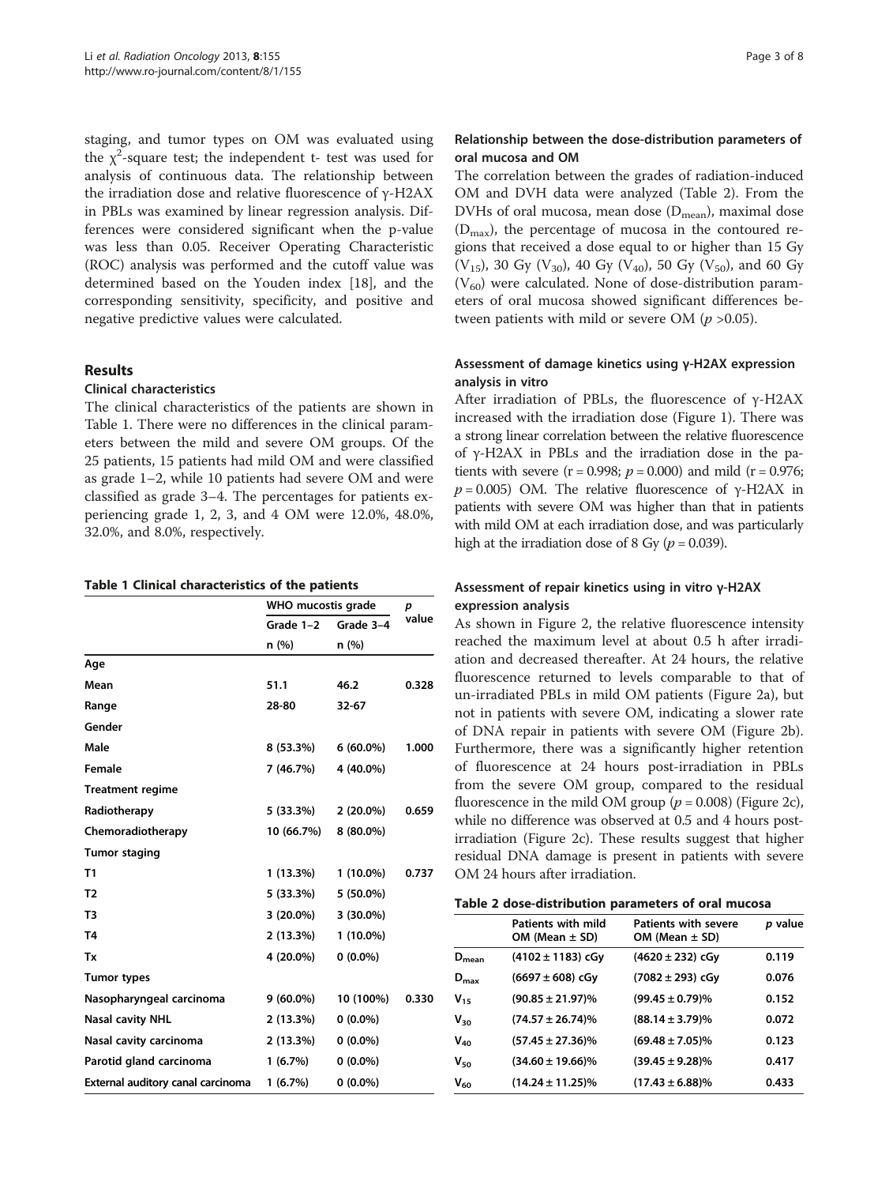staging, and tumor types on OM was evaluated using the $\chi^2$-square test; the independent t- test was used for analysis of continuous data. The relationship between the irradiation dose and relative fluorescence of γ-H2AX in PBLs was examined by linear regression analysis. Differences were considered significant when the p-value was less than 0.05. Receiver Operating Characteristic (ROC) analysis was performed and the cutoff value was determined based on the Youden index [18], and the corresponding sensitivity, specificity, and positive and negative predictive values were calculated.

## Results

### Clinical characteristics

The clinical characteristics of the patients are shown in Table 1. There were no differences in the clinical parameters between the mild and severe OM groups. Of the 25 patients, 15 patients had mild OM and were classified as grade 1–2, while 10 patients had severe OM and were classified as grade 3–4. The percentages for patients experiencing grade 1, 2, 3, and 4 OM were 12.0%, 48.0%, 32.0%, and 8.0%, respectively.

**Table 1 Clinical characteristics of the patients**

| | WHO mucostis grade | | *p* value |
|---|---|---|---|
| | Grade 1–2 | Grade 3–4 | |
| | n (%) | n (%) | |
| **Age** | | | |
| Mean | 51.1 | 46.2 | 0.328 |
| Range | 28-80 | 32-67 | |
| **Gender** | | | |
| Male | 8 (53.3%) | 6 (60.0%) | 1.000 |
| Female | 7 (46.7%) | 4 (40.0%) | |
| **Treatment regime** | | | |
| Radiotherapy | 5 (33.3%) | 2 (20.0%) | 0.659 |
| Chemoradiotherapy | 10 (66.7%) | 8 (80.0%) | |
| **Tumor staging** | | | |
| T1 | 1 (13.3%) | 1 (10.0%) | 0.737 |
| T2 | 5 (33.3%) | 5 (50.0%) | |
| T3 | 3 (20.0%) | 3 (30.0%) | |
| T4 | 2 (13.3%) | 1 (10.0%) | |
| Tx | 4 (20.0%) | 0 (0.0%) | |
| **Tumor types** | | | |
| Nasopharyngeal carcinoma | 9 (60.0%) | 10 (100%) | 0.330 |
| Nasal cavity NHL | 2 (13.3%) | 0 (0.0%) | |
| Nasal cavity carcinoma | 2 (13.3%) | 0 (0.0%) | |
| Parotid gland carcinoma | 1 (6.7%) | 0 (0.0%) | |
| External auditory canal carcinoma | 1 (6.7%) | 0 (0.0%) | |

### Relationship between the dose-distribution parameters of oral mucosa and OM

The correlation between the grades of radiation-induced OM and DVH data were analyzed (Table 2). From the DVHs of oral mucosa, mean dose ($D_{mean}$), maximal dose ($D_{max}$), the percentage of mucosa in the contoured regions that received a dose equal to or higher than 15 Gy ($V_{15}$), 30 Gy ($V_{30}$), 40 Gy ($V_{40}$), 50 Gy ($V_{50}$), and 60 Gy ($V_{60}$) were calculated. None of dose-distribution parameters of oral mucosa showed significant differences between patients with mild or severe OM ($p$ >0.05).

### Assessment of damage kinetics using γ-H2AX expression analysis in vitro

After irradiation of PBLs, the fluorescence of γ-H2AX increased with the irradiation dose (Figure 1). There was a strong linear correlation between the relative fluorescence of γ-H2AX in PBLs and the irradiation dose in the patients with severe (r = 0.998; $p$ = 0.000) and mild (r = 0.976; $p$ = 0.005) OM. The relative fluorescence of γ-H2AX in patients with severe OM was higher than that in patients with mild OM at each irradiation dose, and was particularly high at the irradiation dose of 8 Gy ($p$ = 0.039).

### Assessment of repair kinetics using in vitro γ-H2AX expression analysis

As shown in Figure 2, the relative fluorescence intensity reached the maximum level at about 0.5 h after irradiation and decreased thereafter. At 24 hours, the relative fluorescence returned to levels comparable to that of un-irradiated PBLs in mild OM patients (Figure 2a), but not in patients with severe OM, indicating a slower rate of DNA repair in patients with severe OM (Figure 2b). Furthermore, there was a significantly higher retention of fluorescence at 24 hours post-irradiation in PBLs from the severe OM group, compared to the residual fluorescence in the mild OM group ($p$ = 0.008) (Figure 2c), while no difference was observed at 0.5 and 4 hours post-irradiation (Figure 2c). These results suggest that higher residual DNA damage is present in patients with severe OM 24 hours after irradiation.

**Table 2 dose-distribution parameters of oral mucosa**

| | Patients with mild OM (Mean ± SD) | Patients with severe OM (Mean ± SD) | *p* value |
|---|---|---|---|
| $D_{mean}$ | (4102 ± 1183) cGy | (4620 ± 232) cGy | 0.119 |
| $D_{max}$ | (6697 ± 608) cGy | (7082 ± 293) cGy | 0.076 |
| $V_{15}$ | (90.85 ± 21.97)% | (99.45 ± 0.79)% | 0.152 |
| $V_{30}$ | (74.57 ± 26.74)% | (88.14 ± 3.79)% | 0.072 |
| $V_{40}$ | (57.45 ± 27.36)% | (69.48 ± 7.05)% | 0.123 |
| $V_{50}$ | (34.60 ± 19.66)% | (39.45 ± 9.28)% | 0.417 |
| $V_{60}$ | (14.24 ± 11.25)% | (17.43 ± 6.88)% | 0.433 |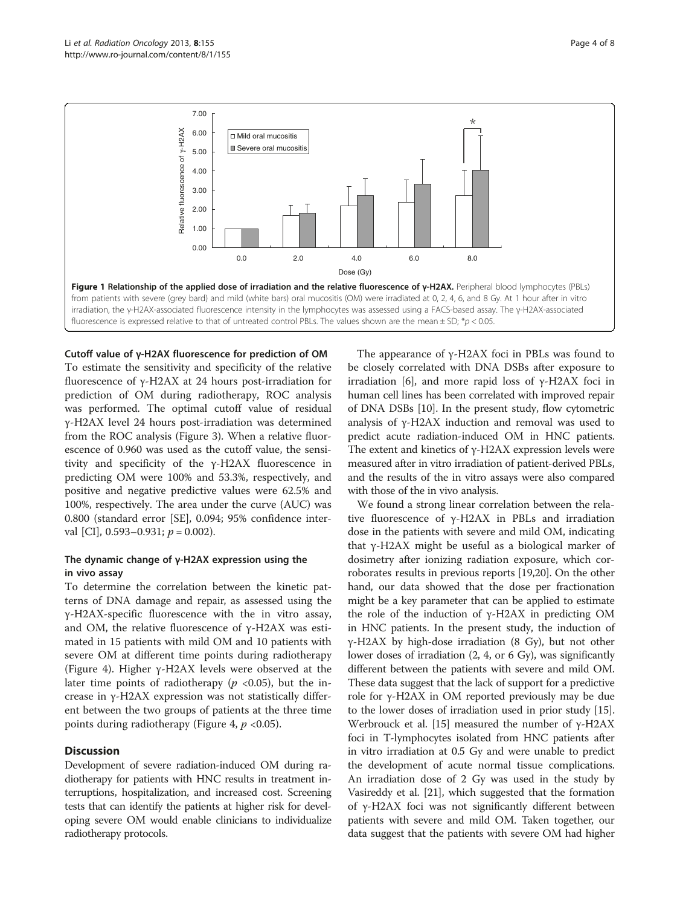**Figure 1 Relationship of the applied dose of irradiation and the relative fluorescence of γ-H2AX.** Peripheral blood lymphocytes (PBLs) from patients with severe (grey bard) and mild (white bars) oral mucositis (OM) were irradiated at 0, 2, 4, 6, and 8 Gy. At 1 hour after in vitro irradiation, the γ-H2AX-associated fluorescence intensity in the lymphocytes was assessed using a FACS-based assay. The γ-H2AX-associated fluorescence is expressed relative to that of untreated control PBLs. The values shown are the mean ± SD; *$p < 0.05$.

### Cutoff value of γ-H2AX fluorescence for prediction of OM

To estimate the sensitivity and specificity of the relative fluorescence of γ-H2AX at 24 hours post-irradiation for prediction of OM during radiotherapy, ROC analysis was performed. The optimal cutoff value of residual γ-H2AX level 24 hours post-irradiation was determined from the ROC analysis (Figure 3). When a relative fluorescence of 0.960 was used as the cutoff value, the sensitivity and specificity of the γ-H2AX fluorescence in predicting OM were 100% and 53.3%, respectively, and positive and negative predictive values were 62.5% and 100%, respectively. The area under the curve (AUC) was 0.800 (standard error [SE], 0.094; 95% confidence interval [CI], 0.593–0.931; $p = 0.002$).

### The dynamic change of γ-H2AX expression using the in vivo assay

To determine the correlation between the kinetic patterns of DNA damage and repair, as assessed using the γ-H2AX-specific fluorescence with the in vitro assay, and OM, the relative fluorescence of γ-H2AX was estimated in 15 patients with mild OM and 10 patients with severe OM at different time points during radiotherapy (Figure 4). Higher γ-H2AX levels were observed at the later time points of radiotherapy ($p$ <0.05), but the increase in γ-H2AX expression was not statistically different between the two groups of patients at the three time points during radiotherapy (Figure 4, $p$ <0.05).

## Discussion

Development of severe radiation-induced OM during radiotherapy for patients with HNC results in treatment interruptions, hospitalization, and increased cost. Screening tests that can identify the patients at higher risk for developing severe OM would enable clinicians to individualize radiotherapy protocols.

The appearance of γ-H2AX foci in PBLs was found to be closely correlated with DNA DSBs after exposure to irradiation [6], and more rapid loss of γ-H2AX foci in human cell lines has been correlated with improved repair of DNA DSBs [10]. In the present study, flow cytometric analysis of γ-H2AX induction and removal was used to predict acute radiation-induced OM in HNC patients. The extent and kinetics of γ-H2AX expression levels were measured after in vitro irradiation of patient-derived PBLs, and the results of the in vitro assays were also compared with those of the in vivo analysis.

We found a strong linear correlation between the relative fluorescence of γ-H2AX in PBLs and irradiation dose in the patients with severe and mild OM, indicating that γ-H2AX might be useful as a biological marker of dosimetry after ionizing radiation exposure, which corroborates results in previous reports [19,20]. On the other hand, our data showed that the dose per fractionation might be a key parameter that can be applied to estimate the role of the induction of γ-H2AX in predicting OM in HNC patients. In the present study, the induction of γ-H2AX by high-dose irradiation (8 Gy), but not other lower doses of irradiation (2, 4, or 6 Gy), was significantly different between the patients with severe and mild OM. These data suggest that the lack of support for a predictive role for γ-H2AX in OM reported previously may be due to the lower doses of irradiation used in prior study [15]. Werbrouck et al. [15] measured the number of γ-H2AX foci in T-lymphocytes isolated from HNC patients after in vitro irradiation at 0.5 Gy and were unable to predict the development of acute normal tissue complications. An irradiation dose of 2 Gy was used in the study by Vasireddy et al. [21], which suggested that the formation of γ-H2AX foci was not significantly different between patients with severe and mild OM. Taken together, our data suggest that the patients with severe OM had higher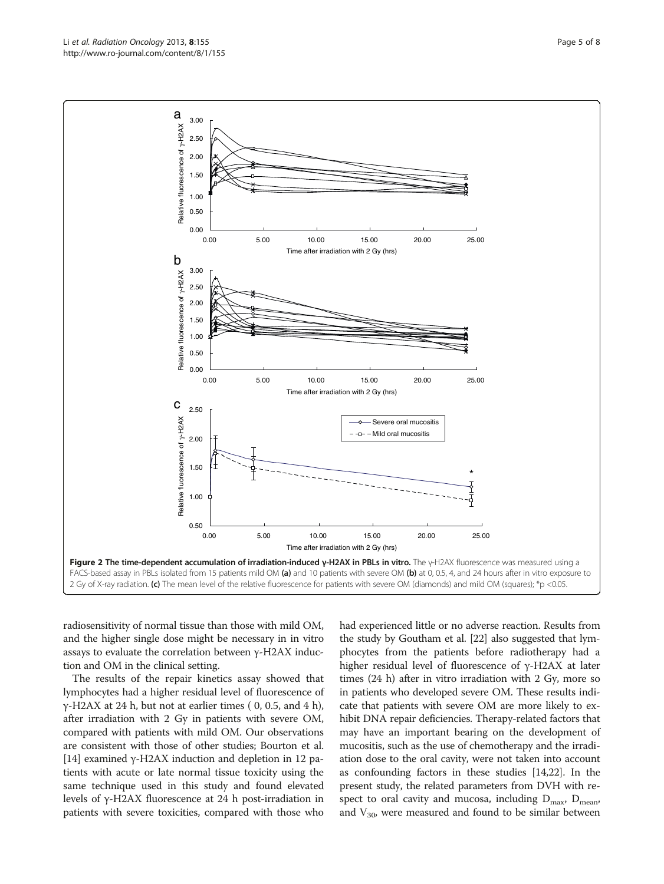**Figure 2 The time-dependent accumulation of irradiation-induced γ-H2AX in PBLs in vitro.** The γ-H2AX fluorescence was measured using a FACS-based assay in PBLs isolated from 15 patients mild OM **(a)** and 10 patients with severe OM **(b)** at 0, 0.5, 4, and 24 hours after in vitro exposure to 2 Gy of X-ray radiation. **(c)** The mean level of the relative fluorescence for patients with severe OM (diamonds) and mild OM (squares); *p <0.05.

radiosensitivity of normal tissue than those with mild OM, and the higher single dose might be necessary in in vitro assays to evaluate the correlation between γ-H2AX induction and OM in the clinical setting.

The results of the repair kinetics assay showed that lymphocytes had a higher residual level of fluorescence of γ-H2AX at 24 h, but not at earlier times ( 0, 0.5, and 4 h), after irradiation with 2 Gy in patients with severe OM, compared with patients with mild OM. Our observations are consistent with those of other studies; Bourton et al. [14] examined γ-H2AX induction and depletion in 12 patients with acute or late normal tissue toxicity using the same technique used in this study and found elevated levels of γ-H2AX fluorescence at 24 h post-irradiation in patients with severe toxicities, compared with those who had experienced little or no adverse reaction. Results from the study by Goutham et al. [22] also suggested that lymphocytes from the patients before radiotherapy had a higher residual level of fluorescence of γ-H2AX at later times (24 h) after in vitro irradiation with 2 Gy, more so in patients who developed severe OM. These results indicate that patients with severe OM are more likely to exhibit DNA repair deficiencies. Therapy-related factors that may have an important bearing on the development of mucositis, such as the use of chemotherapy and the irradiation dose to the oral cavity, were not taken into account as confounding factors in these studies [14,22]. In the present study, the related parameters from DVH with respect to oral cavity and mucosa, including $D_{max}$, $D_{mean}$, and $V_{30}$, were measured and found to be similar between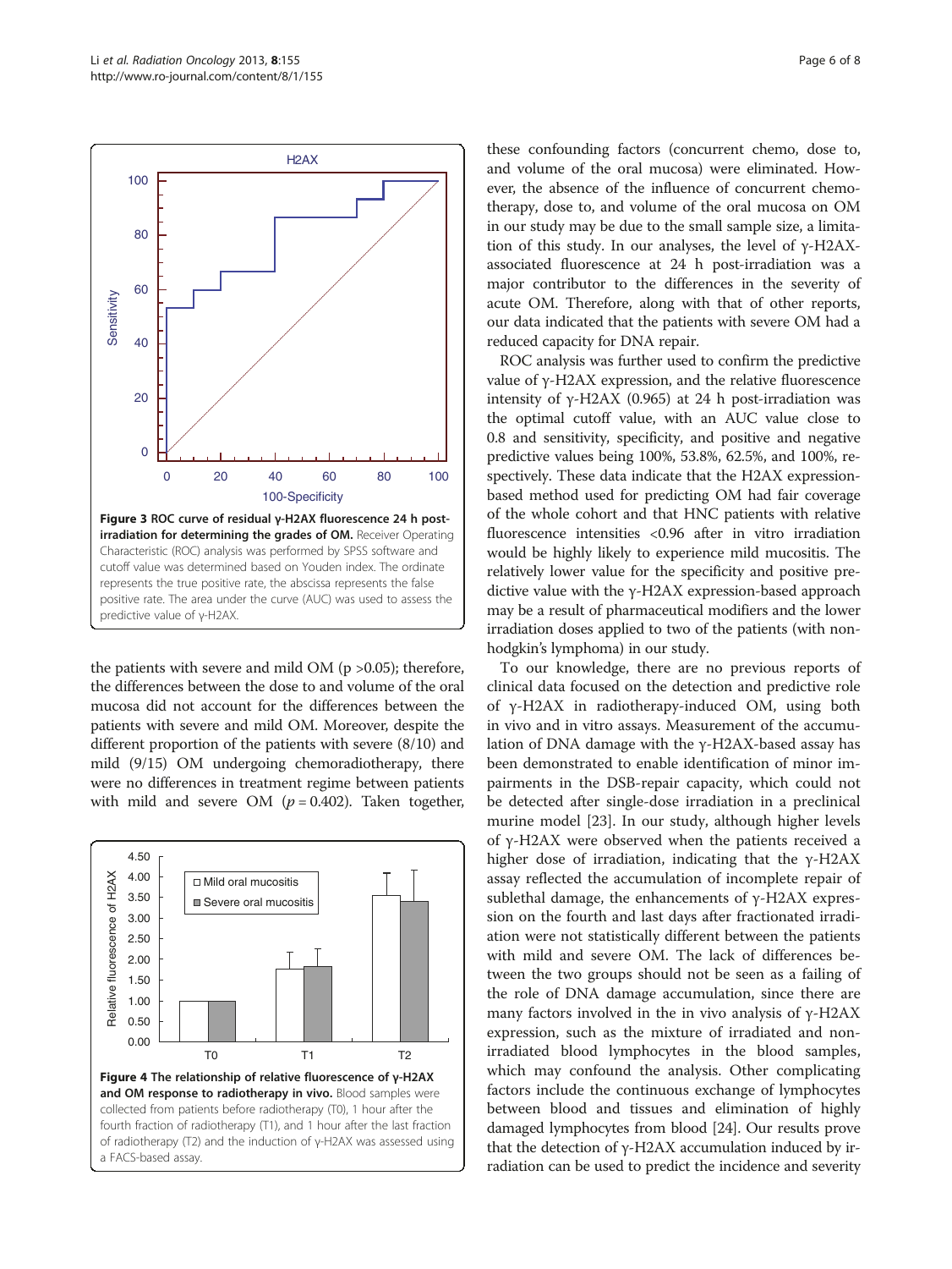**Figure 3 ROC curve of residual γ-H2AX fluorescence 24 h post-irradiation for determining the grades of OM.** Receiver Operating Characteristic (ROC) analysis was performed by SPSS software and cutoff value was determined based on Youden index. The ordinate represents the true positive rate, the abscissa represents the false positive rate. The area under the curve (AUC) was used to assess the predictive value of γ-H2AX.

the patients with severe and mild OM ($p > 0.05$); therefore, the differences between the dose to and volume of the oral mucosa did not account for the differences between the patients with severe and mild OM. Moreover, despite the different proportion of the patients with severe (8/10) and mild (9/15) OM undergoing chemoradiotherapy, there were no differences in treatment regime between patients with mild and severe OM ($p = 0.402$). Taken together,

**Figure 4 The relationship of relative fluorescence of γ-H2AX and OM response to radiotherapy in vivo.** Blood samples were collected from patients before radiotherapy (T0), 1 hour after the fourth fraction of radiotherapy (T1), and 1 hour after the last fraction of radiotherapy (T2) and the induction of γ-H2AX was assessed using a FACS-based assay.

these confounding factors (concurrent chemo, dose to, and volume of the oral mucosa) were eliminated. However, the absence of the influence of concurrent chemotherapy, dose to, and volume of the oral mucosa on OM in our study may be due to the small sample size, a limitation of this study. In our analyses, the level of γ-H2AX-associated fluorescence at 24 h post-irradiation was a major contributor to the differences in the severity of acute OM. Therefore, along with that of other reports, our data indicated that the patients with severe OM had a reduced capacity for DNA repair.

ROC analysis was further used to confirm the predictive value of γ-H2AX expression, and the relative fluorescence intensity of γ-H2AX (0.965) at 24 h post-irradiation was the optimal cutoff value, with an AUC value close to 0.8 and sensitivity, specificity, and positive and negative predictive values being 100%, 53.8%, 62.5%, and 100%, respectively. These data indicate that the H2AX expression-based method used for predicting OM had fair coverage of the whole cohort and that HNC patients with relative fluorescence intensities <0.96 after in vitro irradiation would be highly likely to experience mild mucositis. The relatively lower value for the specificity and positive predictive value with the γ-H2AX expression-based approach may be a result of pharmaceutical modifiers and the lower irradiation doses applied to two of the patients (with non-hodgkin's lymphoma) in our study.

To our knowledge, there are no previous reports of clinical data focused on the detection and predictive role of γ-H2AX in radiotherapy-induced OM, using both in vivo and in vitro assays. Measurement of the accumulation of DNA damage with the γ-H2AX-based assay has been demonstrated to enable identification of minor impairments in the DSB-repair capacity, which could not be detected after single-dose irradiation in a preclinical murine model [23]. In our study, although higher levels of γ-H2AX were observed when the patients received a higher dose of irradiation, indicating that the γ-H2AX assay reflected the accumulation of incomplete repair of sublethal damage, the enhancements of γ-H2AX expression on the fourth and last days after fractionated irradiation were not statistically different between the patients with mild and severe OM. The lack of differences between the two groups should not be seen as a failing of the role of DNA damage accumulation, since there are many factors involved in the in vivo analysis of γ-H2AX expression, such as the mixture of irradiated and non-irradiated blood lymphocytes in the blood samples, which may confound the analysis. Other complicating factors include the continuous exchange of lymphocytes between blood and tissues and elimination of highly damaged lymphocytes from blood [24]. Our results prove that the detection of γ-H2AX accumulation induced by irradiation can be used to predict the incidence and severity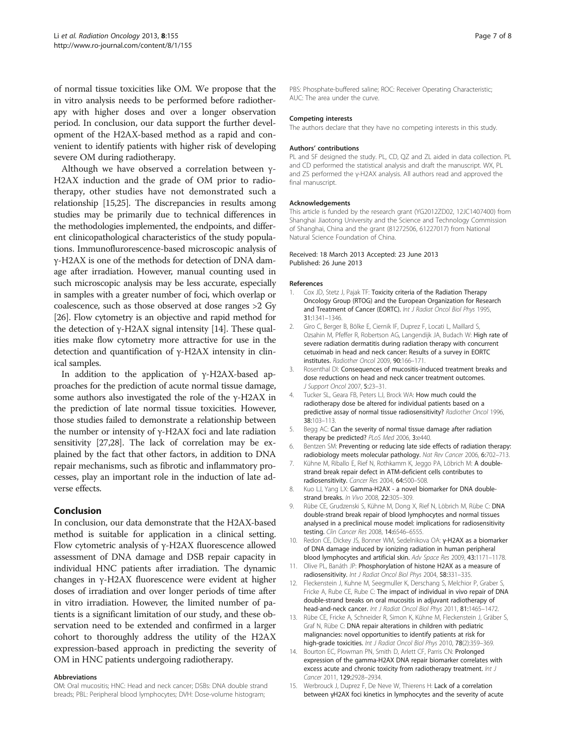of normal tissue toxicities like OM. We propose that the in vitro analysis needs to be performed before radiotherapy with higher doses and over a longer observation period. In conclusion, our data support the further development of the H2AX-based method as a rapid and convenient to identify patients with higher risk of developing severe OM during radiotherapy.

Although we have observed a correlation between γ-H2AX induction and the grade of OM prior to radiotherapy, other studies have not demonstrated such a relationship [15,25]. The discrepancies in results among studies may be primarily due to technical differences in the methodologies implemented, the endpoints, and different clinicopathological characteristics of the study populations. Immunoflurorescence-based microscopic analysis of γ-H2AX is one of the methods for detection of DNA damage after irradiation. However, manual counting used in such microscopic analysis may be less accurate, especially in samples with a greater number of foci, which overlap or coalescence, such as those observed at dose ranges >2 Gy [26]. Flow cytometry is an objective and rapid method for the detection of γ-H2AX signal intensity [14]. These qualities make flow cytometry more attractive for use in the detection and quantification of γ-H2AX intensity in clinical samples.

In addition to the application of γ-H2AX-based approaches for the prediction of acute normal tissue damage, some authors also investigated the role of the γ-H2AX in the prediction of late normal tissue toxicities. However, those studies failed to demonstrate a relationship between the number or intensity of γ-H2AX foci and late radiation sensitivity [27,28]. The lack of correlation may be explained by the fact that other factors, in addition to DNA repair mechanisms, such as fibrotic and inflammatory processes, play an important role in the induction of late adverse effects.

## Conclusion

In conclusion, our data demonstrate that the H2AX-based method is suitable for application in a clinical setting. Flow cytometric analysis of γ-H2AX fluorescence allowed assessment of DNA damage and DSB repair capacity in individual HNC patients after irradiation. The dynamic changes in γ-H2AX fluorescence were evident at higher doses of irradiation and over longer periods of time after in vitro irradiation. However, the limited number of patients is a significant limitation of our study, and these observation need to be extended and confirmed in a larger cohort to thoroughly address the utility of the H2AX expression-based approach in predicting the severity of OM in HNC patients undergoing radiotherapy.

#### Abbreviations

OM: Oral mucositis; HNC: Head and neck cancer; DSBs: DNA double strand breads; PBL: Peripheral blood lymphocytes; DVH: Dose-volume histogram; PBS: Phosphate-buffered saline; ROC: Receiver Operating Characteristic; AUC: The area under the curve.

#### Competing interests

The authors declare that they have no competing interests in this study.

#### Authors' contributions

PL and SF designed the study. PL, CD, QZ and ZL aided in data collection. PL and CD performed the statistical analysis and draft the manuscript. WX, PL and ZS performed the γ-H2AX analysis. All authors read and approved the final manuscript.

#### Acknowledgements

This article is funded by the research grant (YG2012ZD02, 12JC1407400) from Shanghai Jiaotong University and the Science and Technology Commission of Shanghai, China and the grant (81272506, 61227017) from National Natural Science Foundation of China.

Received: 18 March 2013 Accepted: 23 June 2013
Published: 26 June 2013

#### References

1. Cox JD, Stetz J, Pajak TF: **Toxicity criteria of the Radiation Therapy Oncology Group (RTOG) and the European Organization for Research and Treatment of Cancer (EORTC).** *Int J Radiat Oncol Biol Phys* 1995, **31:**1341–1346.
2. Giro C, Berger B, Bölke E, Ciernik IF, Duprez F, Locati L, Maillard S, Ozsahin M, Pfeffer R, Robertson AG, Langendijk JA, Budach W: **High rate of severe radiation dermatitis during radiation therapy with concurrent cetuximab in head and neck cancer: Results of a survey in EORTC institutes.** *Radiother Oncol* 2009, **90:**166–171.
3. Rosenthal DI: **Consequences of mucositis-induced treatment breaks and dose reductions on head and neck cancer treatment outcomes.** *J Support Oncol* 2007, **5:**23–31.
4. Tucker SL, Geara FB, Peters LJ, Brock WA: **How much could the radiotherapy dose be altered for individual patients based on a predictive assay of normal tissue radiosensitivity?** *Radiother Oncol* 1996, **38:**103–113.
5. Begg AC: **Can the severity of normal tissue damage after radiation therapy be predicted?** *PLoS Med* 2006, **3:**e440.
6. Bentzen SM: **Preventing or reducing late side effects of radiation therapy: radiobiology meets molecular pathology.** *Nat Rev Cancer* 2006, **6:**702–713.
7. Kühne M, Riballo E, Rief N, Rothkamm K, Jeggo PA, Löbrich M: **A double-strand break repair defect in ATM-deficient cells contributes to radiosensitivity.** *Cancer Res* 2004, **64:**500–508.
8. Kuo LJ, Yang LX: **Gamma-H2AX - a novel biomarker for DNA double-strand breaks.** *In Vivo* 2008, **22:**305–309.
9. Rübe CE, Grudzenski S, Kühne M, Dong X, Rief N, Löbrich M, Rübe C: **DNA double-strand break repair of blood lymphocytes and normal tissues analysed in a preclinical mouse model: implications for radiosensitivity testing.** *Clin Cancer Res* 2008, **14:**6546–6555.
10. Redon CE, Dickey JS, Bonner WM, Sedelnikova OA: **γ-H2AX as a biomarker of DNA damage induced by ionizing radiation in human peripheral blood lymphocytes and artificial skin.** *Adv Space Res* 2009, **43:**1171–1178.
11. Olive PL, Banáth JP: **Phosphorylation of histone H2AX as a measure of radiosensitivity.** *Int J Radiat Oncol Biol Phys* 2004, **58:**331–335.
12. Fleckenstein J, Kuhne M, Seegmuller K, Derschang S, Melchior P, Graber S, Fricke A, Rube CE, Rube C: **The impact of individual in vivo repair of DNA double-strand breaks on oral mucositis in adjuvant radiotherapy of head-and-neck cancer.** *Int J Radiat Oncol Biol Phys* 2011, **81:**1465–1472.
13. Rübe CE, Fricke A, Schneider R, Simon K, Kühne M, Fleckenstein J, Gräber S, Graf N, Rübe C: **DNA repair alterations in children with pediatric malignancies: novel opportunities to identify patients at risk for high-grade toxicities.** *Int J Radiat Oncol Biol Phys* 2010, **78**(2)**:**359–369.
14. Bourton EC, Plowman PN, Smith D, Arlett CF, Parris CN: **Prolonged expression of the gamma-H2AX DNA repair biomarker correlates with excess acute and chronic toxicity from radiotherapy treatment.** *Int J Cancer* 2011, **129:**2928–2934.
15. Werbrouck J, Duprez F, De Neve W, Thierens H: **Lack of a correlation between γH2AX foci kinetics in lymphocytes and the severity of acute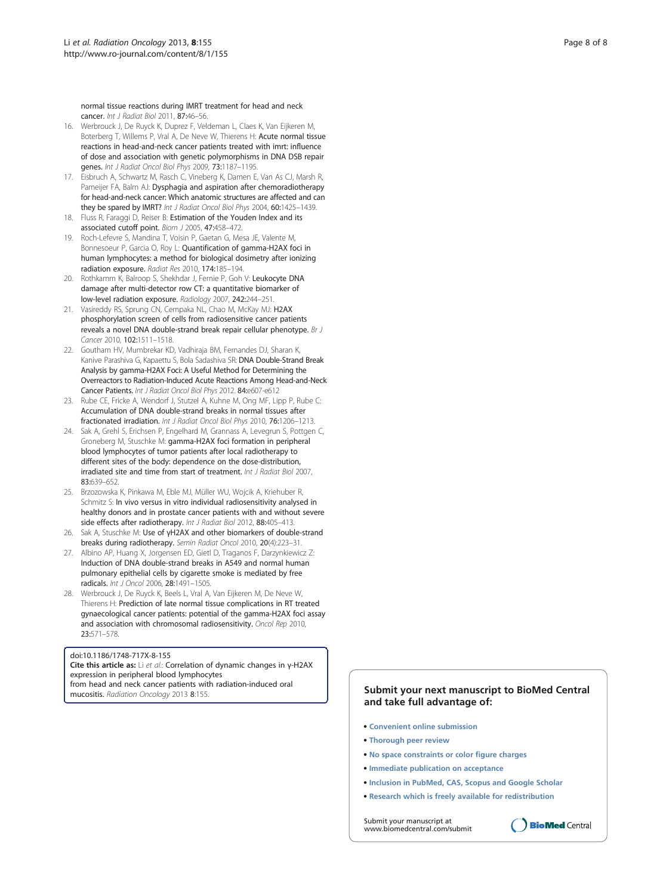normal tissue reactions during IMRT treatment for head and neck cancer. *Int J Radiat Biol* 2011, **87**:46–56.

16. Werbrouck J, De Ruyck K, Duprez F, Veldeman L, Claes K, Van Eijkeren M, Boterberg T, Willems P, Vral A, De Neve W, Thierens H: **Acute normal tissue reactions in head-and-neck cancer patients treated with imrt: influence of dose and association with genetic polymorphisms in DNA DSB repair genes.** *Int J Radiat Oncol Biol Phys* 2009, **73**:1187–1195.
17. Eisbruch A, Schwartz M, Rasch C, Vineberg K, Damen E, Van As CJ, Marsh R, Pameijer FA, Balm AJ: **Dysphagia and aspiration after chemoradiotherapy for head-and-neck cancer: Which anatomic structures are affected and can they be spared by IMRT?** *Int J Radiat Oncol Biol Phys* 2004, **60**:1425–1439.
18. Fluss R, Faraggi D, Reiser B: **Estimation of the Youden Index and its associated cutoff point.** *Biom J* 2005, **47**:458–472.
19. Roch-Lefevre S, Mandina T, Voisin P, Gaetan G, Mesa JE, Valente M, Bonnesoeur P, Garcia O, Roy L: **Quantification of gamma-H2AX foci in human lymphocytes: a method for biological dosimetry after ionizing radiation exposure.** *Radiat Res* 2010, **174**:185–194.
20. Rothkamm K, Balroop S, Shekhdar J, Fernie P, Goh V: **Leukocyte DNA damage after multi-detector row CT: a quantitative biomarker of low-level radiation exposure.** *Radiology* 2007, **242**:244–251.
21. Vasireddy RS, Sprung CN, Cempaka NL, Chao M, McKay MJ: **H2AX phosphorylation screen of cells from radiosensitive cancer patients reveals a novel DNA double-strand break repair cellular phenotype.** *Br J Cancer* 2010, **102**:1511–1518.
22. Goutham HV, Mumbrekar KD, Vadhiraja BM, Fernandes DJ, Sharan K, Kanive Parashiva G, Kapaettu S, Bola Sadashiva SR: **DNA Double-Strand Break Analysis by gamma-H2AX Foci: A Useful Method for Determining the Overreactors to Radiation-Induced Acute Reactions Among Head-and-Neck Cancer Patients.** *Int J Radiat Oncol Biol Phys* 2012. **84**:e607-e612
23. Rube CE, Fricke A, Wendorf J, Stutzel A, Kuhne M, Ong MF, Lipp P, Rube C: **Accumulation of DNA double-strand breaks in normal tissues after fractionated irradiation.** *Int J Radiat Oncol Biol Phys* 2010, **76**:1206–1213.
24. Sak A, Grehl S, Erichsen P, Engelhard M, Grannass A, Levegrun S, Pottgen C, Groneberg M, Stuschke M: **gamma-H2AX foci formation in peripheral blood lymphocytes of tumor patients after local radiotherapy to different sites of the body: dependence on the dose-distribution, irradiated site and time from start of treatment.** *Int J Radiat Biol* 2007, **83**:639–652.
25. Brzozowska K, Pinkawa M, Eble MJ, Müller WU, Wojcik A, Kriehuber R, Schmitz S: **In vivo versus in vitro individual radiosensitivity analysed in healthy donors and in prostate cancer patients with and without severe side effects after radiotherapy.** *Int J Radiat Biol* 2012, **88**:405–413.
26. Sak A, Stuschke M: **Use of γH2AX and other biomarkers of double-strand breaks during radiotherapy.** *Semin Radiat Oncol* 2010, **20**(4):223–31.
27. Albino AP, Huang X, Jorgensen ED, Gietl D, Traganos F, Darzynkiewicz Z: **Induction of DNA double-strand breaks in A549 and normal human pulmonary epithelial cells by cigarette smoke is mediated by free radicals.** *Int J Oncol* 2006, **28**:1491–1505.
28. Werbrouck J, De Ruyck K, Beels L, Vral A, Van Eijkeren M, De Neve W, Thierens H: **Prediction of late normal tissue complications in RT treated gynaecological cancer patients: potential of the gamma-H2AX foci assay and association with chromosomal radiosensitivity.** *Oncol Rep* 2010, **23**:571–578.

doi:10.1186/1748-717X-8-155

**Cite this article as:** Li *et al.*: Correlation of dynamic changes in γ-H2AX expression in peripheral blood lymphocytes from head and neck cancer patients with radiation-induced oral mucositis. *Radiation Oncology* 2013 **8**:155.

**Submit your next manuscript to BioMed Central and take full advantage of:**

- **Convenient online submission**
- **Thorough peer review**
- **No space constraints or color figure charges**
- **Immediate publication on acceptance**
- **Inclusion in PubMed, CAS, Scopus and Google Scholar**
- **Research which is freely available for redistribution**

Submit your manuscript at www.biomedcentral.com/submit

BioMed Central